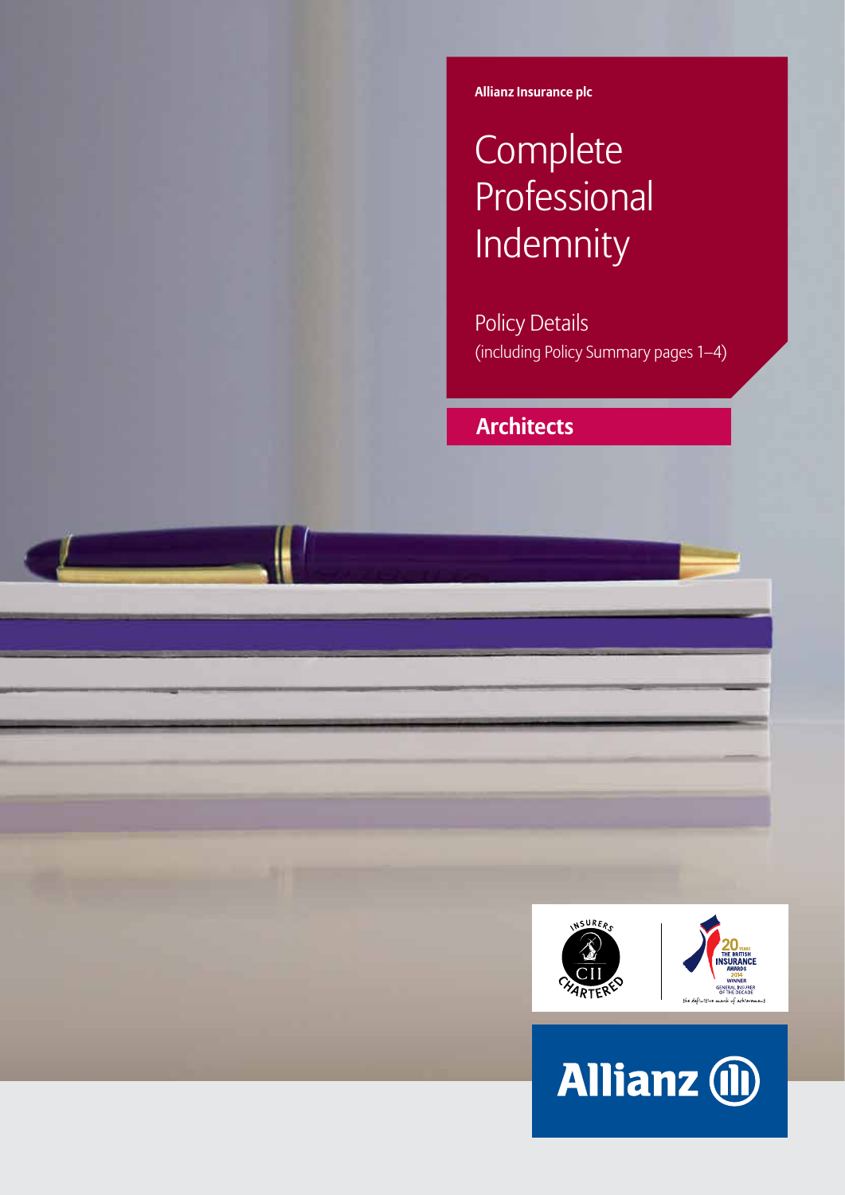Allianz Insurance plc

# Complete Professional Indemnity

Policy Details
(including Policy Summary pages 1–4)

## Architects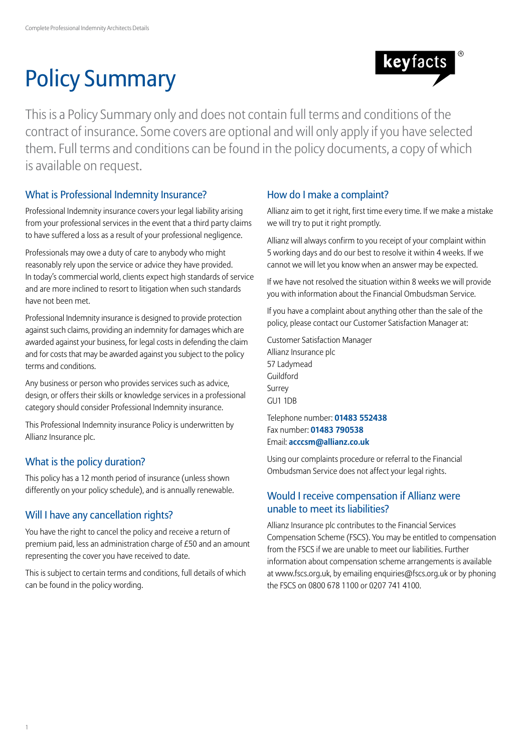# Policy Summary

keyfacts®

This is a Policy Summary only and does not contain full terms and conditions of the contract of insurance. Some covers are optional and will only apply if you have selected them. Full terms and conditions can be found in the policy documents, a copy of which is available on request.

## What is Professional Indemnity Insurance?

Professional Indemnity insurance covers your legal liability arising from your professional services in the event that a third party claims to have suffered a loss as a result of your professional negligence.

Professionals may owe a duty of care to anybody who might reasonably rely upon the service or advice they have provided. In today's commercial world, clients expect high standards of service and are more inclined to resort to litigation when such standards have not been met.

Professional Indemnity insurance is designed to provide protection against such claims, providing an indemnity for damages which are awarded against your business, for legal costs in defending the claim and for costs that may be awarded against you subject to the policy terms and conditions.

Any business or person who provides services such as advice, design, or offers their skills or knowledge services in a professional category should consider Professional Indemnity insurance.

This Professional Indemnity insurance Policy is underwritten by Allianz Insurance plc.

## What is the policy duration?

This policy has a 12 month period of insurance (unless shown differently on your policy schedule), and is annually renewable.

## Will I have any cancellation rights?

You have the right to cancel the policy and receive a return of premium paid, less an administration charge of £50 and an amount representing the cover you have received to date.

This is subject to certain terms and conditions, full details of which can be found in the policy wording.

## How do I make a complaint?

Allianz aim to get it right, first time every time. If we make a mistake we will try to put it right promptly.

Allianz will always confirm to you receipt of your complaint within 5 working days and do our best to resolve it within 4 weeks. If we cannot we will let you know when an answer may be expected.

If we have not resolved the situation within 8 weeks we will provide you with information about the Financial Ombudsman Service.

If you have a complaint about anything other than the sale of the policy, please contact our Customer Satisfaction Manager at:

Customer Satisfaction Manager
Allianz Insurance plc
57 Ladymead
Guildford
Surrey
GU1 1DB

Telephone number: **01483 552438**
Fax number: **01483 790538**
Email: **acccsm@allianz.co.uk**

Using our complaints procedure or referral to the Financial Ombudsman Service does not affect your legal rights.

## Would I receive compensation if Allianz were unable to meet its liabilities?

Allianz Insurance plc contributes to the Financial Services Compensation Scheme (FSCS). You may be entitled to compensation from the FSCS if we are unable to meet our liabilities. Further information about compensation scheme arrangements is available at www.fscs.org.uk, by emailing enquiries@fscs.org.uk or by phoning the FSCS on 0800 678 1100 or 0207 741 4100.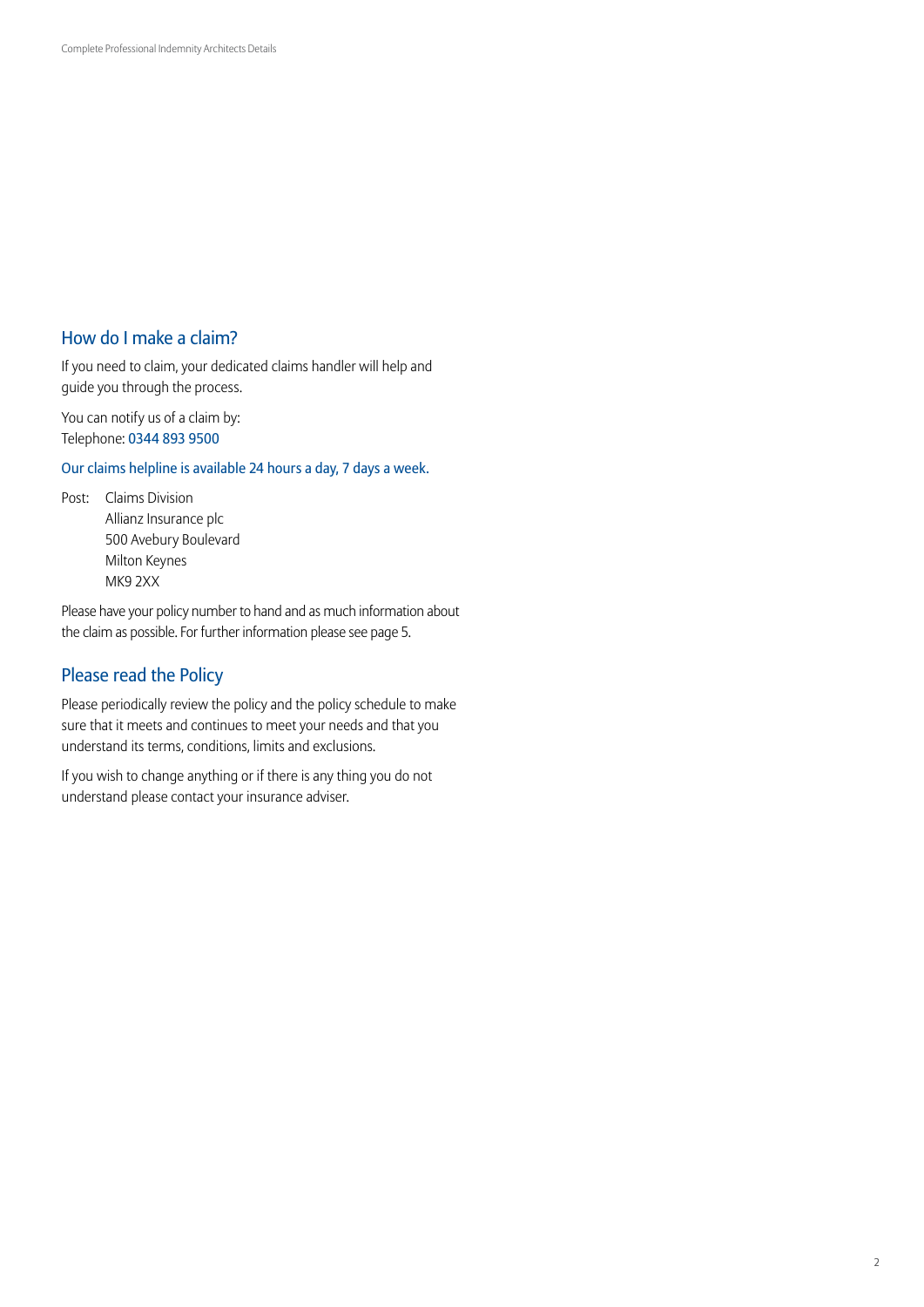## How do I make a claim?

If you need to claim, your dedicated claims handler will help and guide you through the process.

You can notify us of a claim by:
Telephone: 0344 893 9500

Our claims helpline is available 24 hours a day, 7 days a week.

Post: Claims Division
Allianz Insurance plc
500 Avebury Boulevard
Milton Keynes
MK9 2XX

Please have your policy number to hand and as much information about the claim as possible. For further information please see page 5.

## Please read the Policy

Please periodically review the policy and the policy schedule to make sure that it meets and continues to meet your needs and that you understand its terms, conditions, limits and exclusions.

If you wish to change anything or if there is any thing you do not understand please contact your insurance adviser.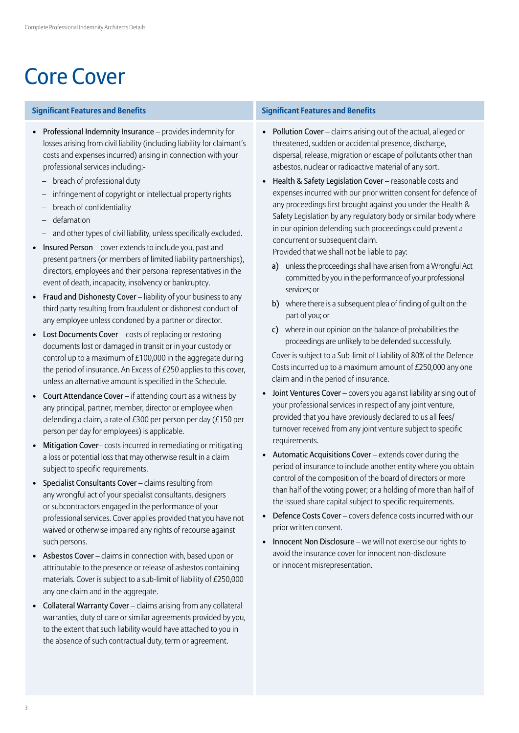# Core Cover

### Significant Features and Benefits

- **Professional Indemnity Insurance** – provides indemnity for losses arising from civil liability (including liability for claimant's costs and expenses incurred) arising in connection with your professional services including:-
  - breach of professional duty
  - infringement of copyright or intellectual property rights
  - breach of confidentiality
  - defamation
  - and other types of civil liability, unless specifically excluded.
- **Insured Person** – cover extends to include you, past and present partners (or members of limited liability partnerships), directors, employees and their personal representatives in the event of death, incapacity, insolvency or bankruptcy.
- **Fraud and Dishonesty Cover** – liability of your business to any third party resulting from fraudulent or dishonest conduct of any employee unless condoned by a partner or director.
- **Lost Documents Cover** – costs of replacing or restoring documents lost or damaged in transit or in your custody or control up to a maximum of £100,000 in the aggregate during the period of insurance. An Excess of £250 applies to this cover, unless an alternative amount is specified in the Schedule.
- **Court Attendance Cover** – if attending court as a witness by any principal, partner, member, director or employee when defending a claim, a rate of £300 per person per day (£150 per person per day for employees) is applicable.
- **Mitigation Cover**– costs incurred in remediating or mitigating a loss or potential loss that may otherwise result in a claim subject to specific requirements.
- **Specialist Consultants Cover** – claims resulting from any wrongful act of your specialist consultants, designers or subcontractors engaged in the performance of your professional services. Cover applies provided that you have not waived or otherwise impaired any rights of recourse against such persons.
- **Asbestos Cover** – claims in connection with, based upon or attributable to the presence or release of asbestos containing materials. Cover is subject to a sub-limit of liability of £250,000 any one claim and in the aggregate.
- **Collateral Warranty Cover** – claims arising from any collateral warranties, duty of care or similar agreements provided by you, to the extent that such liability would have attached to you in the absence of such contractual duty, term or agreement.

### Significant Features and Benefits

- **Pollution Cover** – claims arising out of the actual, alleged or threatened, sudden or accidental presence, discharge, dispersal, release, migration or escape of pollutants other than asbestos, nuclear or radioactive material of any sort.
- **Health & Safety Legislation Cover** – reasonable costs and expenses incurred with our prior written consent for defence of any proceedings first brought against you under the Health & Safety Legislation by any regulatory body or similar body where in our opinion defending such proceedings could prevent a concurrent or subsequent claim.
  Provided that we shall not be liable to pay:
  a) unless the proceedings shall have arisen from a Wrongful Act committed by you in the performance of your professional services; or
  b) where there is a subsequent plea of finding of guilt on the part of you; or
  c) where in our opinion on the balance of probabilities the proceedings are unlikely to be defended successfully.

  Cover is subject to a Sub-limit of Liability of 80% of the Defence Costs incurred up to a maximum amount of £250,000 any one claim and in the period of insurance.
- **Joint Ventures Cover** – covers you against liability arising out of your professional services in respect of any joint venture, provided that you have previously declared to us all fees/ turnover received from any joint venture subject to specific requirements.
- **Automatic Acquisitions Cover** – extends cover during the period of insurance to include another entity where you obtain control of the composition of the board of directors or more than half of the voting power; or a holding of more than half of the issued share capital subject to specific requirements.
- **Defence Costs Cover** – covers defence costs incurred with our prior written consent.
- **Innocent Non Disclosure** – we will not exercise our rights to avoid the insurance cover for innocent non-disclosure or innocent misrepresentation.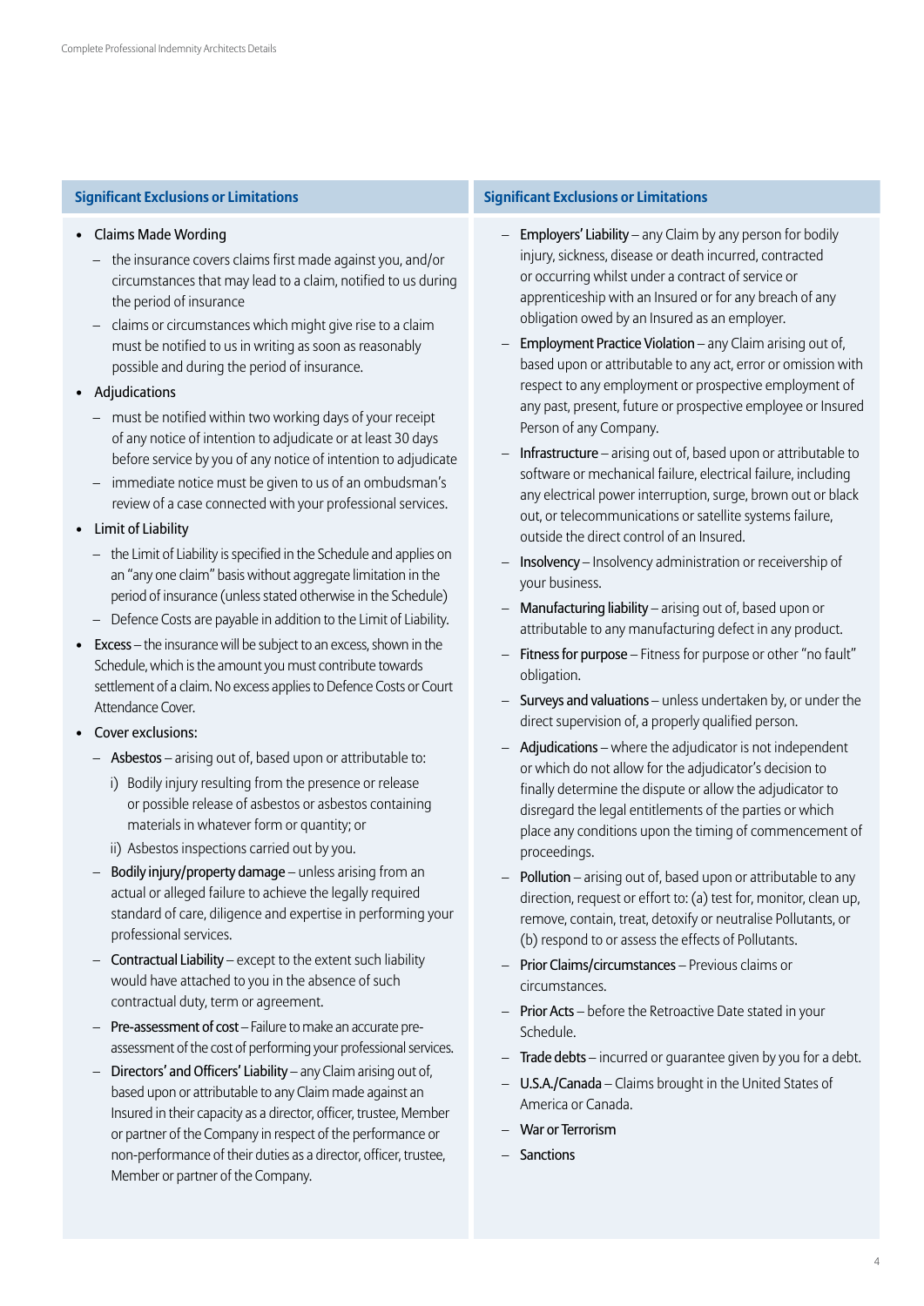## Significant Exclusions or Limitations

- Claims Made Wording
  - the insurance covers claims first made against you, and/or circumstances that may lead to a claim, notified to us during the period of insurance
  - claims or circumstances which might give rise to a claim must be notified to us in writing as soon as reasonably possible and during the period of insurance.
- Adjudications
  - must be notified within two working days of your receipt of any notice of intention to adjudicate or at least 30 days before service by you of any notice of intention to adjudicate
  - immediate notice must be given to us of an ombudsman's review of a case connected with your professional services.
- Limit of Liability
  - the Limit of Liability is specified in the Schedule and applies on an "any one claim" basis without aggregate limitation in the period of insurance (unless stated otherwise in the Schedule)
  - Defence Costs are payable in addition to the Limit of Liability.
- **Excess** – the insurance will be subject to an excess, shown in the Schedule, which is the amount you must contribute towards settlement of a claim. No excess applies to Defence Costs or Court Attendance Cover.
- Cover exclusions:
  - **Asbestos** – arising out of, based upon or attributable to:
    i) Bodily injury resulting from the presence or release or possible release of asbestos or asbestos containing materials in whatever form or quantity; or
    ii) Asbestos inspections carried out by you.
  - **Bodily injury/property damage** – unless arising from an actual or alleged failure to achieve the legally required standard of care, diligence and expertise in performing your professional services.
  - **Contractual Liability** – except to the extent such liability would have attached to you in the absence of such contractual duty, term or agreement.
  - **Pre-assessment of cost** – Failure to make an accurate pre-assessment of the cost of performing your professional services.
  - **Directors' and Officers' Liability** – any Claim arising out of, based upon or attributable to any Claim made against an Insured in their capacity as a director, officer, trustee, Member or partner of the Company in respect of the performance or non-performance of their duties as a director, officer, trustee, Member or partner of the Company.
  - **Employers' Liability** – any Claim by any person for bodily injury, sickness, disease or death incurred, contracted or occurring whilst under a contract of service or apprenticeship with an Insured or for any breach of any obligation owed by an Insured as an employer.
  - **Employment Practice Violation** – any Claim arising out of, based upon or attributable to any act, error or omission with respect to any employment or prospective employment of any past, present, future or prospective employee or Insured Person of any Company.
  - **Infrastructure** – arising out of, based upon or attributable to software or mechanical failure, electrical failure, including any electrical power interruption, surge, brown out or black out, or telecommunications or satellite systems failure, outside the direct control of an Insured.
  - **Insolvency** – Insolvency administration or receivership of your business.
  - **Manufacturing liability** – arising out of, based upon or attributable to any manufacturing defect in any product.
  - **Fitness for purpose** – Fitness for purpose or other "no fault" obligation.
  - **Surveys and valuations** – unless undertaken by, or under the direct supervision of, a properly qualified person.
  - **Adjudications** – where the adjudicator is not independent or which do not allow for the adjudicator's decision to finally determine the dispute or allow the adjudicator to disregard the legal entitlements of the parties or which place any conditions upon the timing of commencement of proceedings.
  - **Pollution** – arising out of, based upon or attributable to any direction, request or effort to: (a) test for, monitor, clean up, remove, contain, treat, detoxify or neutralise Pollutants, or (b) respond to or assess the effects of Pollutants.
  - **Prior Claims/circumstances** – Previous claims or circumstances.
  - **Prior Acts** – before the Retroactive Date stated in your Schedule.
  - **Trade debts** – incurred or guarantee given by you for a debt.
  - **U.S.A./Canada** – Claims brought in the United States of America or Canada.
  - **War or Terrorism**
  - **Sanctions**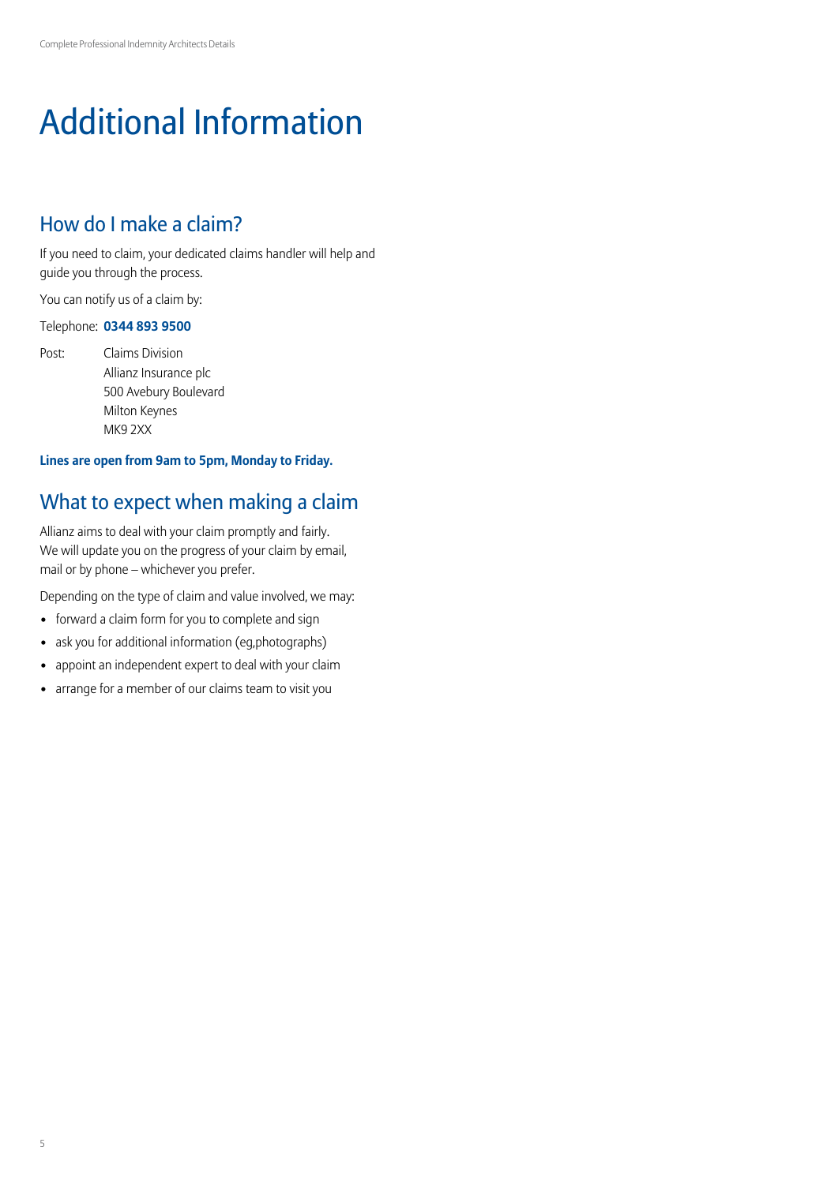# Additional Information

## How do I make a claim?

If you need to claim, your dedicated claims handler will help and guide you through the process.

You can notify us of a claim by:

Telephone: **0344 893 9500**

Post: Claims Division
Allianz Insurance plc
500 Avebury Boulevard
Milton Keynes
MK9 2XX

**Lines are open from 9am to 5pm, Monday to Friday.**

## What to expect when making a claim

Allianz aims to deal with your claim promptly and fairly. We will update you on the progress of your claim by email, mail or by phone – whichever you prefer.

Depending on the type of claim and value involved, we may:

- forward a claim form for you to complete and sign
- ask you for additional information (eg,photographs)
- appoint an independent expert to deal with your claim
- arrange for a member of our claims team to visit you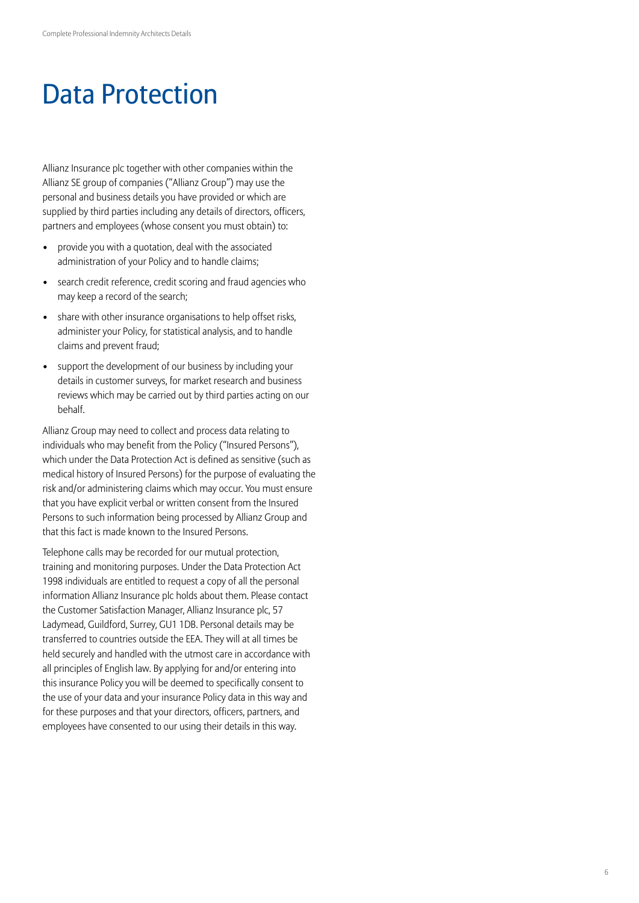# Data Protection

Allianz Insurance plc together with other companies within the Allianz SE group of companies ("Allianz Group") may use the personal and business details you have provided or which are supplied by third parties including any details of directors, officers, partners and employees (whose consent you must obtain) to:

- provide you with a quotation, deal with the associated administration of your Policy and to handle claims;
- search credit reference, credit scoring and fraud agencies who may keep a record of the search;
- share with other insurance organisations to help offset risks, administer your Policy, for statistical analysis, and to handle claims and prevent fraud;
- support the development of our business by including your details in customer surveys, for market research and business reviews which may be carried out by third parties acting on our behalf.

Allianz Group may need to collect and process data relating to individuals who may benefit from the Policy ("Insured Persons"), which under the Data Protection Act is defined as sensitive (such as medical history of Insured Persons) for the purpose of evaluating the risk and/or administering claims which may occur. You must ensure that you have explicit verbal or written consent from the Insured Persons to such information being processed by Allianz Group and that this fact is made known to the Insured Persons.

Telephone calls may be recorded for our mutual protection, training and monitoring purposes. Under the Data Protection Act 1998 individuals are entitled to request a copy of all the personal information Allianz Insurance plc holds about them. Please contact the Customer Satisfaction Manager, Allianz Insurance plc, 57 Ladymead, Guildford, Surrey, GU1 1DB. Personal details may be transferred to countries outside the EEA. They will at all times be held securely and handled with the utmost care in accordance with all principles of English law. By applying for and/or entering into this insurance Policy you will be deemed to specifically consent to the use of your data and your insurance Policy data in this way and for these purposes and that your directors, officers, partners, and employees have consented to our using their details in this way.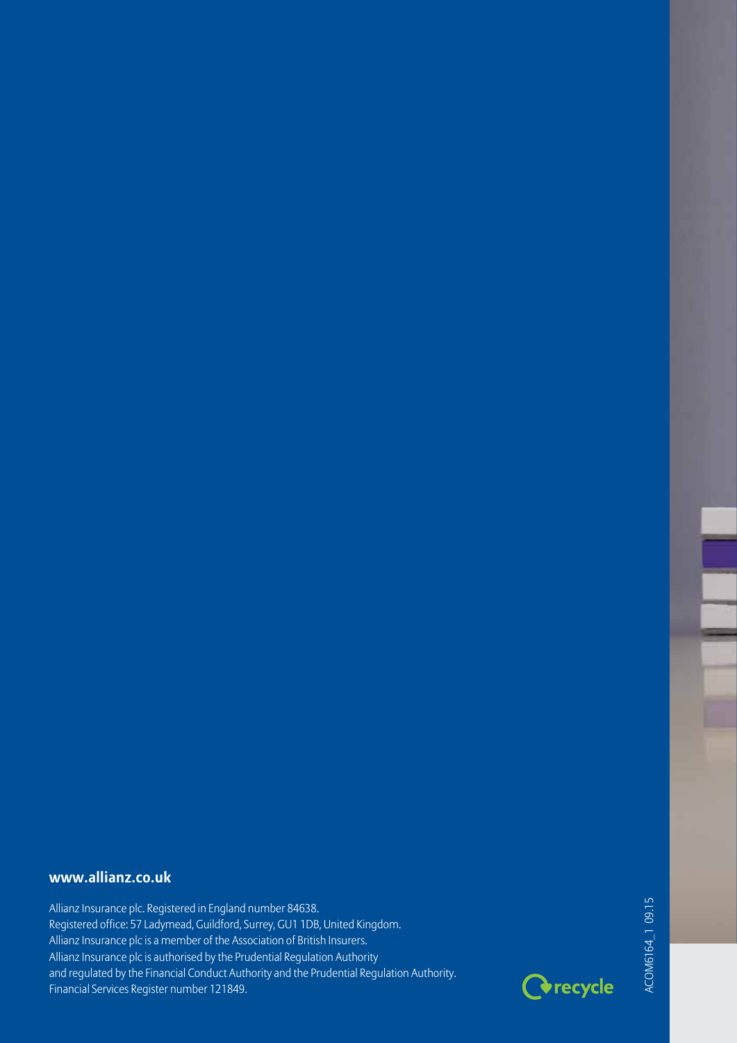**www.allianz.co.uk**

Allianz Insurance plc. Registered in England number 84638.
Registered office: 57 Ladymead, Guildford, Surrey, GU1 1DB, United Kingdom.
Allianz Insurance plc is a member of the Association of British Insurers.
Allianz Insurance plc is authorised by the Prudential Regulation Authority
and regulated by the Financial Conduct Authority and the Prudential Regulation Authority.
Financial Services Register number 121849.

recycle

ACOM6164_1 09.15